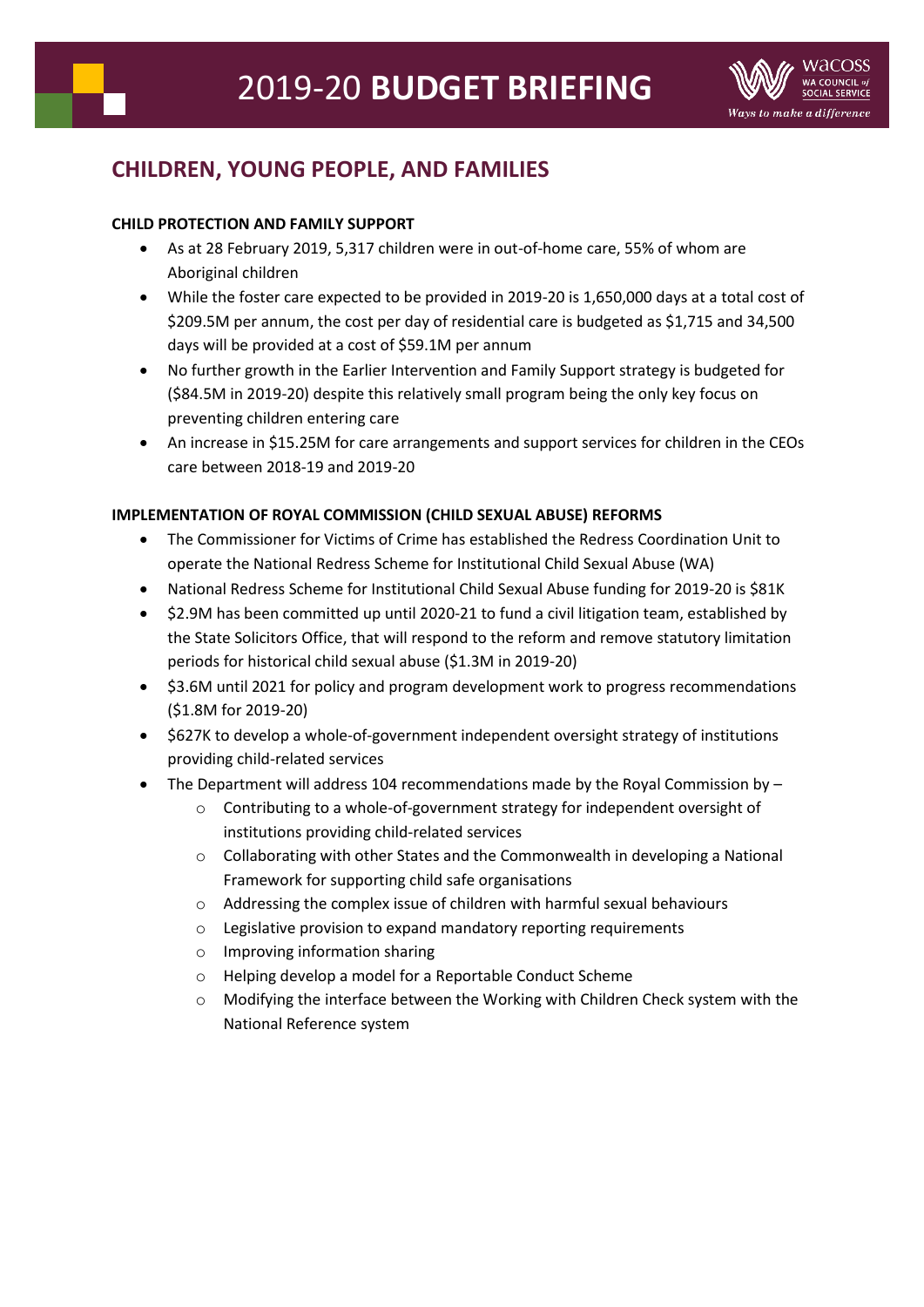# 2019-20 **BUDGET BRIEFING**

## CHILDREN, YOUNG PEOPLE, AND FAMILIES

**CHILD PROTECTION AND FAMILY SUPPORT**

- As at 28 February 2019, 5,317 children were in out-of-home care, 55% of whom are Aboriginal children
- While the foster care expected to be provided in 2019-20 is 1,650,000 days at a total cost of $209.5M per annum, the cost per day of residential care is budgeted as $1,715 and 34,500 days will be provided at a cost of $59.1M per annum
- No further growth in the Earlier Intervention and Family Support strategy is budgeted for ($84.5M in 2019-20) despite this relatively small program being the only key focus on preventing children entering care
- An increase in $15.25M for care arrangements and support services for children in the CEOs care between 2018-19 and 2019-20

**IMPLEMENTATION OF ROYAL COMMISSION (CHILD SEXUAL ABUSE) REFORMS**

- The Commissioner for Victims of Crime has established the Redress Coordination Unit to operate the National Redress Scheme for Institutional Child Sexual Abuse (WA)
- National Redress Scheme for Institutional Child Sexual Abuse funding for 2019-20 is $81K
- $2.9M has been committed up until 2020-21 to fund a civil litigation team, established by the State Solicitors Office, that will respond to the reform and remove statutory limitation periods for historical child sexual abuse ($1.3M in 2019-20)
- $3.6M until 2021 for policy and program development work to progress recommendations ($1.8M for 2019-20)
- $627K to develop a whole-of-government independent oversight strategy of institutions providing child-related services
- The Department will address 104 recommendations made by the Royal Commission by –
    - Contributing to a whole-of-government strategy for independent oversight of institutions providing child-related services
    - Collaborating with other States and the Commonwealth in developing a National Framework for supporting child safe organisations
    - Addressing the complex issue of children with harmful sexual behaviours
    - Legislative provision to expand mandatory reporting requirements
    - Improving information sharing
    - Helping develop a model for a Reportable Conduct Scheme
    - Modifying the interface between the Working with Children Check system with the National Reference system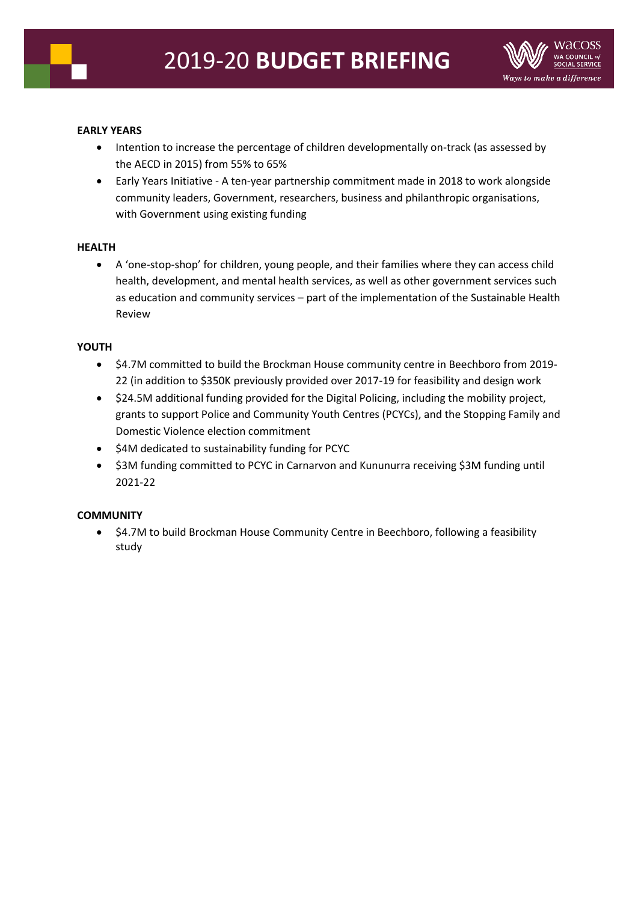**EARLY YEARS**

- Intention to increase the percentage of children developmentally on-track (as assessed by the AECD in 2015) from 55% to 65%
- Early Years Initiative - A ten-year partnership commitment made in 2018 to work alongside community leaders, Government, researchers, business and philanthropic organisations, with Government using existing funding

**HEALTH**

- A 'one-stop-shop' for children, young people, and their families where they can access child health, development, and mental health services, as well as other government services such as education and community services – part of the implementation of the Sustainable Health Review

**YOUTH**

- $4.7M committed to build the Brockman House community centre in Beechboro from 2019-22 (in addition to $350K previously provided over 2017-19 for feasibility and design work
- $24.5M additional funding provided for the Digital Policing, including the mobility project, grants to support Police and Community Youth Centres (PCYCs), and the Stopping Family and Domestic Violence election commitment
- $4M dedicated to sustainability funding for PCYC
- $3M funding committed to PCYC in Carnarvon and Kununurra receiving $3M funding until 2021-22

**COMMUNITY**

- $4.7M to build Brockman House Community Centre in Beechboro, following a feasibility study